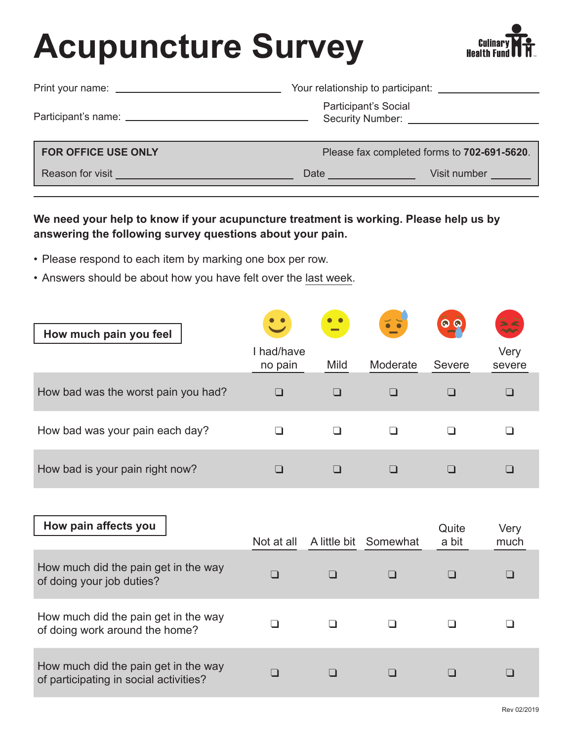# Acupuncture Survey

Culinary Health Fund

Print your name: ______________________ Your relationship to participant: ______________________

Participant's name: ______________________ Participant's Social Security Number: ______________________

| **FOR OFFICE USE ONLY** | Please fax completed forms to **702-691-5620**. |
|---|---|
| Reason for visit ______________________ | Date ____________ Visit number ________ |

**We need your help to know if your acupuncture treatment is working. Please help us by answering the following survey questions about your pain.**

- Please respond to each item by marking one box per row.
- Answers should be about how you have felt over the last week.

| **How much pain you feel** | I had/have no pain | Mild | Moderate | Severe | Very severe |
|---|---|---|---|---|---|
| How bad was the worst pain you had? | ☐ | ☐ | ☐ | ☐ | ☐ |
| How bad was your pain each day? | ☐ | ☐ | ☐ | ☐ | ☐ |
| How bad is your pain right now? | ☐ | ☐ | ☐ | ☐ | ☐ |

| **How pain affects you** | Not at all | A little bit | Somewhat | Quite a bit | Very much |
|---|---|---|---|---|---|
| How much did the pain get in the way of doing your job duties? | ☐ | ☐ | ☐ | ☐ | ☐ |
| How much did the pain get in the way of doing work around the home? | ☐ | ☐ | ☐ | ☐ | ☐ |
| How much did the pain get in the way of participating in social activities? | ☐ | ☐ | ☐ | ☐ | ☐ |

Rev 02/2019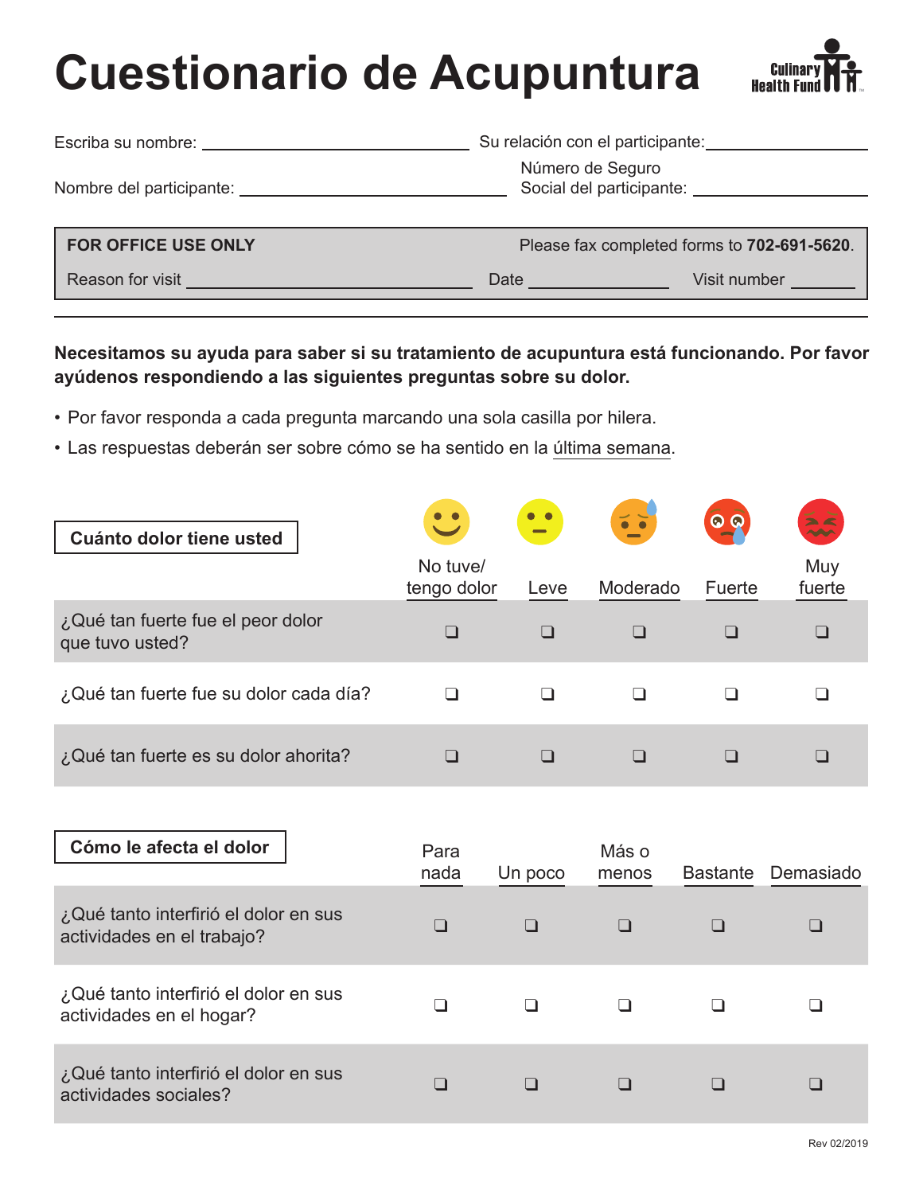# Cuestionario de Acupuntura

Culinary Health Fund

Escriba su nombre: ______________________ Su relación con el participante: ______________________

Nombre del participante: ______________________ Número de Seguro Social del participante: ______________________

| FOR OFFICE USE ONLY | Please fax completed forms to **702-691-5620**. |
|---|---|
| Reason for visit ______________________ | Date ____________ Visit number ________ |

**Necesitamos su ayuda para saber si su tratamiento de acupuntura está funcionando. Por favor ayúdenos respondiendo a las siguientes preguntas sobre su dolor.**

- Por favor responda a cada pregunta marcando una sola casilla por hilera.
- Las respuestas deberán ser sobre cómo se ha sentido en la última semana.

| Cuánto dolor tiene usted | No tuve/ tengo dolor | Leve | Moderado | Fuerte | Muy fuerte |
|---|---|---|---|---|---|
| ¿Qué tan fuerte fue el peor dolor que tuvo usted? | ❑ | ❑ | ❑ | ❑ | ❑ |
| ¿Qué tan fuerte fue su dolor cada día? | ❑ | ❑ | ❑ | ❑ | ❑ |
| ¿Qué tan fuerte es su dolor ahorita? | ❑ | ❑ | ❑ | ❑ | ❑ |

| Cómo le afecta el dolor | Para nada | Un poco | Más o menos | Bastante | Demasiado |
|---|---|---|---|---|---|
| ¿Qué tanto interfirió el dolor en sus actividades en el trabajo? | ❑ | ❑ | ❑ | ❑ | ❑ |
| ¿Qué tanto interfirió el dolor en sus actividades en el hogar? | ❑ | ❑ | ❑ | ❑ | ❑ |
| ¿Qué tanto interfirió el dolor en sus actividades sociales? | ❑ | ❑ | ❑ | ❑ | ❑ |

Rev 02/2019